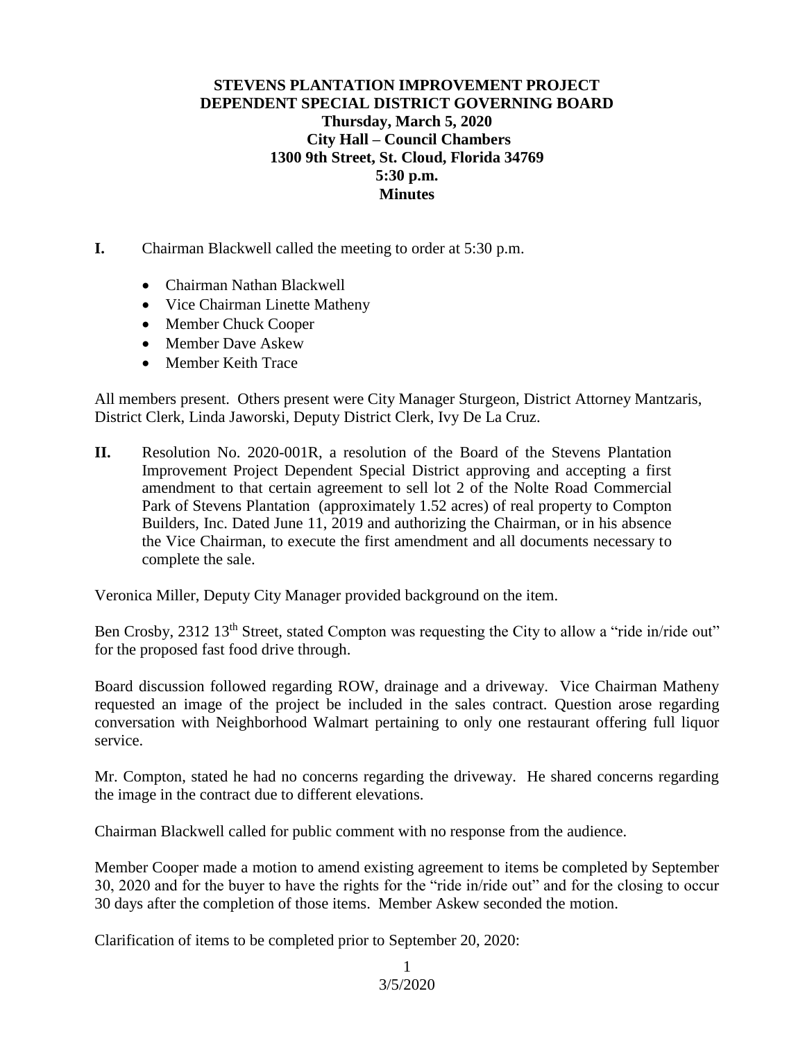# STEVENS PLANTATION IMPROVEMENT PROJECT DEPENDENT SPECIAL DISTRICT GOVERNING BOARD

**Thursday, March 5, 2020**
**City Hall – Council Chambers**
**1300 9th Street, St. Cloud, Florida 34769**
**5:30 p.m.**
**Minutes**

**I.** Chairman Blackwell called the meeting to order at 5:30 p.m.

- Chairman Nathan Blackwell
- Vice Chairman Linette Matheny
- Member Chuck Cooper
- Member Dave Askew
- Member Keith Trace

All members present. Others present were City Manager Sturgeon, District Attorney Mantzaris, District Clerk, Linda Jaworski, Deputy District Clerk, Ivy De La Cruz.

**II.** Resolution No. 2020-001R, a resolution of the Board of the Stevens Plantation Improvement Project Dependent Special District approving and accepting a first amendment to that certain agreement to sell lot 2 of the Nolte Road Commercial Park of Stevens Plantation (approximately 1.52 acres) of real property to Compton Builders, Inc. Dated June 11, 2019 and authorizing the Chairman, or in his absence the Vice Chairman, to execute the first amendment and all documents necessary to complete the sale.

Veronica Miller, Deputy City Manager provided background on the item.

Ben Crosby, 2312 13th Street, stated Compton was requesting the City to allow a "ride in/ride out" for the proposed fast food drive through.

Board discussion followed regarding ROW, drainage and a driveway. Vice Chairman Matheny requested an image of the project be included in the sales contract. Question arose regarding conversation with Neighborhood Walmart pertaining to only one restaurant offering full liquor service.

Mr. Compton, stated he had no concerns regarding the driveway. He shared concerns regarding the image in the contract due to different elevations.

Chairman Blackwell called for public comment with no response from the audience.

Member Cooper made a motion to amend existing agreement to items be completed by September 30, 2020 and for the buyer to have the rights for the "ride in/ride out" and for the closing to occur 30 days after the completion of those items. Member Askew seconded the motion.

Clarification of items to be completed prior to September 20, 2020: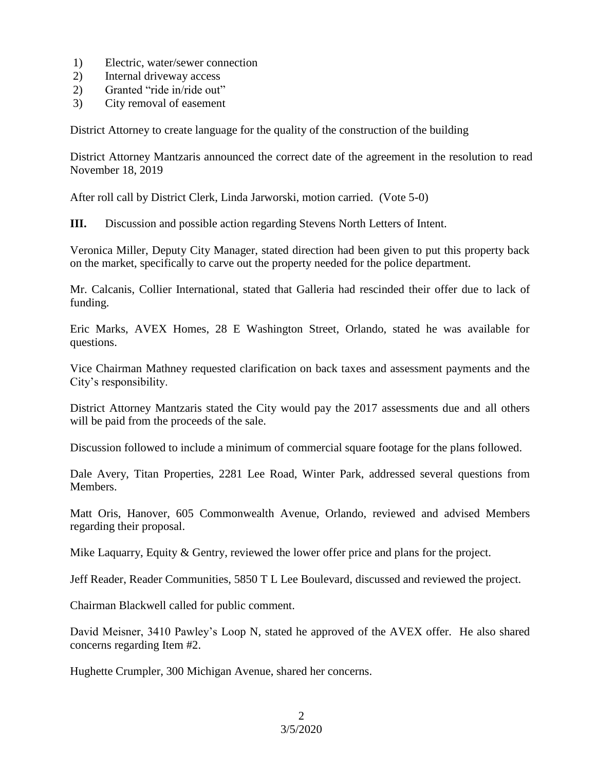1) Electric, water/sewer connection
2) Internal driveway access
2) Granted "ride in/ride out"
3) City removal of easement

District Attorney to create language for the quality of the construction of the building

District Attorney Mantzaris announced the correct date of the agreement in the resolution to read November 18, 2019

After roll call by District Clerk, Linda Jarworski, motion carried. (Vote 5-0)

**III.** Discussion and possible action regarding Stevens North Letters of Intent.

Veronica Miller, Deputy City Manager, stated direction had been given to put this property back on the market, specifically to carve out the property needed for the police department.

Mr. Calcanis, Collier International, stated that Galleria had rescinded their offer due to lack of funding.

Eric Marks, AVEX Homes, 28 E Washington Street, Orlando, stated he was available for questions.

Vice Chairman Mathney requested clarification on back taxes and assessment payments and the City's responsibility.

District Attorney Mantzaris stated the City would pay the 2017 assessments due and all others will be paid from the proceeds of the sale.

Discussion followed to include a minimum of commercial square footage for the plans followed.

Dale Avery, Titan Properties, 2281 Lee Road, Winter Park, addressed several questions from Members.

Matt Oris, Hanover, 605 Commonwealth Avenue, Orlando, reviewed and advised Members regarding their proposal.

Mike Laquarry, Equity & Gentry, reviewed the lower offer price and plans for the project.

Jeff Reader, Reader Communities, 5850 T L Lee Boulevard, discussed and reviewed the project.

Chairman Blackwell called for public comment.

David Meisner, 3410 Pawley's Loop N, stated he approved of the AVEX offer. He also shared concerns regarding Item #2.

Hughette Crumpler, 300 Michigan Avenue, shared her concerns.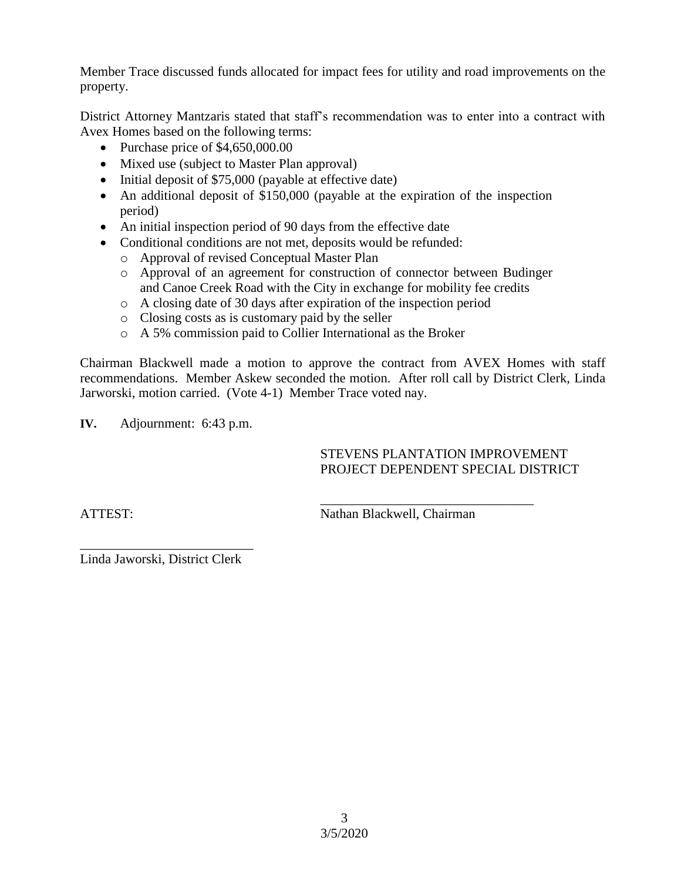Member Trace discussed funds allocated for impact fees for utility and road improvements on the property.

District Attorney Mantzaris stated that staff's recommendation was to enter into a contract with Avex Homes based on the following terms:

- Purchase price of $4,650,000.00
- Mixed use (subject to Master Plan approval)
- Initial deposit of $75,000 (payable at effective date)
- An additional deposit of $150,000 (payable at the expiration of the inspection period)
- An initial inspection period of 90 days from the effective date
- Conditional conditions are not met, deposits would be refunded:
  - Approval of revised Conceptual Master Plan
  - Approval of an agreement for construction of connector between Budinger and Canoe Creek Road with the City in exchange for mobility fee credits
  - A closing date of 30 days after expiration of the inspection period
  - Closing costs as is customary paid by the seller
  - A 5% commission paid to Collier International as the Broker

Chairman Blackwell made a motion to approve the contract from AVEX Homes with staff recommendations. Member Askew seconded the motion. After roll call by District Clerk, Linda Jarworski, motion carried. (Vote 4-1) Member Trace voted nay.

**IV.** Adjournment: 6:43 p.m.

STEVENS PLANTATION IMPROVEMENT PROJECT DEPENDENT SPECIAL DISTRICT

ATTEST:

\_\_\_\_\_\_\_\_\_\_\_\_\_\_\_\_\_\_\_\_\_\_\_\_\_\_\_\_\_\_\_\_
Nathan Blackwell, Chairman

\_\_\_\_\_\_\_\_\_\_\_\_\_\_\_\_\_\_\_\_\_\_\_\_\_\_\_\_
Linda Jaworski, District Clerk

3/5/2020